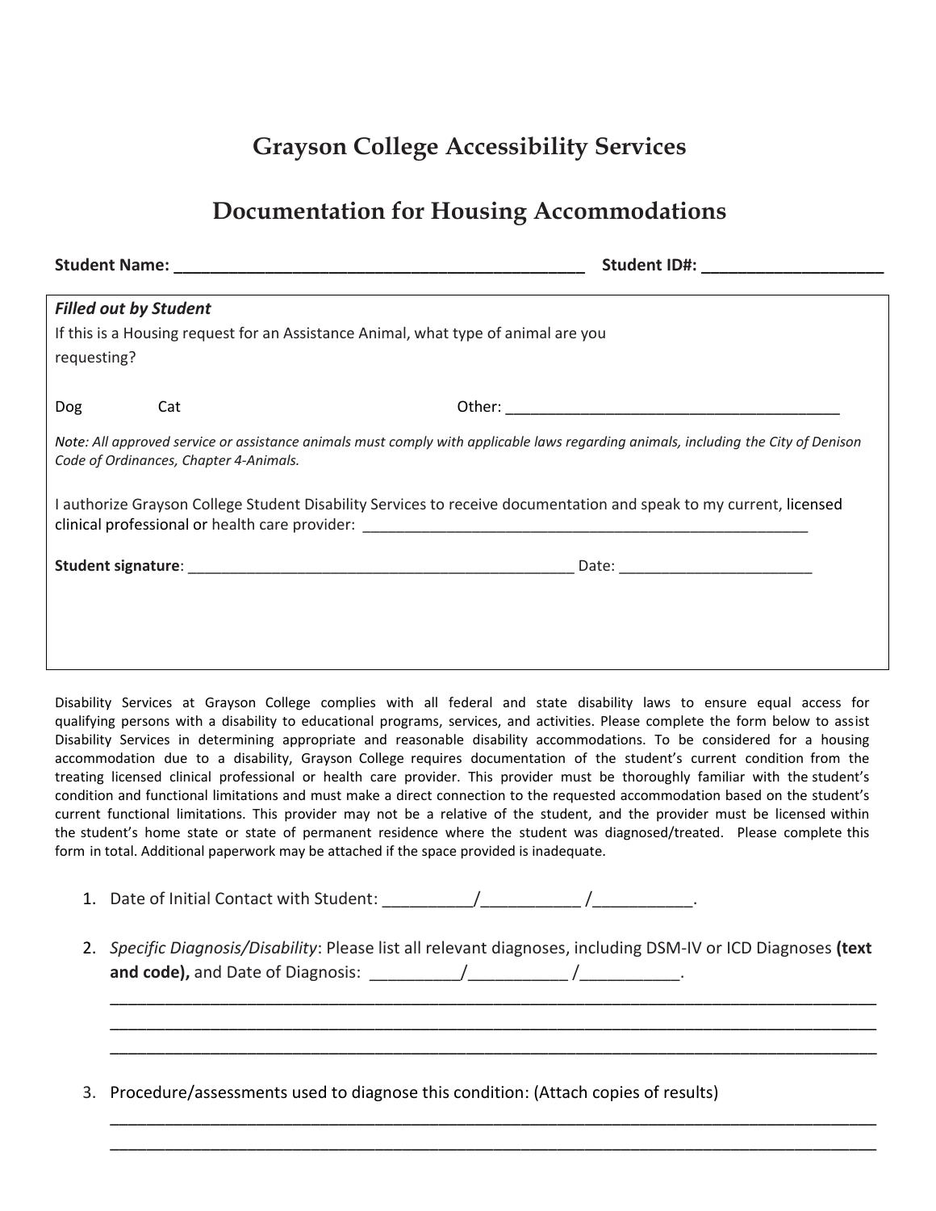# Grayson College Accessibility Services

## Documentation for Housing Accommodations

**Student Name:** ______________________________________________ **Student ID#:** ____________________

*__Filled out by Student__*

If this is a Housing request for an Assistance Animal, what type of animal are you requesting?

Dog Cat Other: ________________________________________

*Note: All approved service or assistance animals must comply with applicable laws regarding animals, including the City of Denison Code of Ordinances, Chapter 4-Animals.*

I authorize Grayson College Student Disability Services to receive documentation and speak to my current, licensed clinical professional or health care provider: _______________________________________________________

**Student signature**: _______________________________________________ Date: ______________________

Disability Services at Grayson College complies with all federal and state disability laws to ensure equal access for qualifying persons with a disability to educational programs, services, and activities. Please complete the form below to assist Disability Services in determining appropriate and reasonable disability accommodations. To be considered for a housing accommodation due to a disability, Grayson College requires documentation of the student's current condition from the treating licensed clinical professional or health care provider. This provider must be thoroughly familiar with the student's condition and functional limitations and must make a direct connection to the requested accommodation based on the student's current functional limitations. This provider may not be a relative of the student, and the provider must be licensed within the student's home state or state of permanent residence where the student was diagnosed/treated. Please complete this form in total. Additional paperwork may be attached if the space provided is inadequate.

1. Date of Initial Contact with Student: __________/___________ /___________.

2. *Specific Diagnosis/Disability*: Please list all relevant diagnoses, including DSM-IV or ICD Diagnoses **(text and code),** and Date of Diagnosis: __________/___________ /___________.

   ___________________________________________________________________________________
   ___________________________________________________________________________________
   ___________________________________________________________________________________

3. Procedure/assessments used to diagnose this condition: (Attach copies of results)

   ___________________________________________________________________________________
   ___________________________________________________________________________________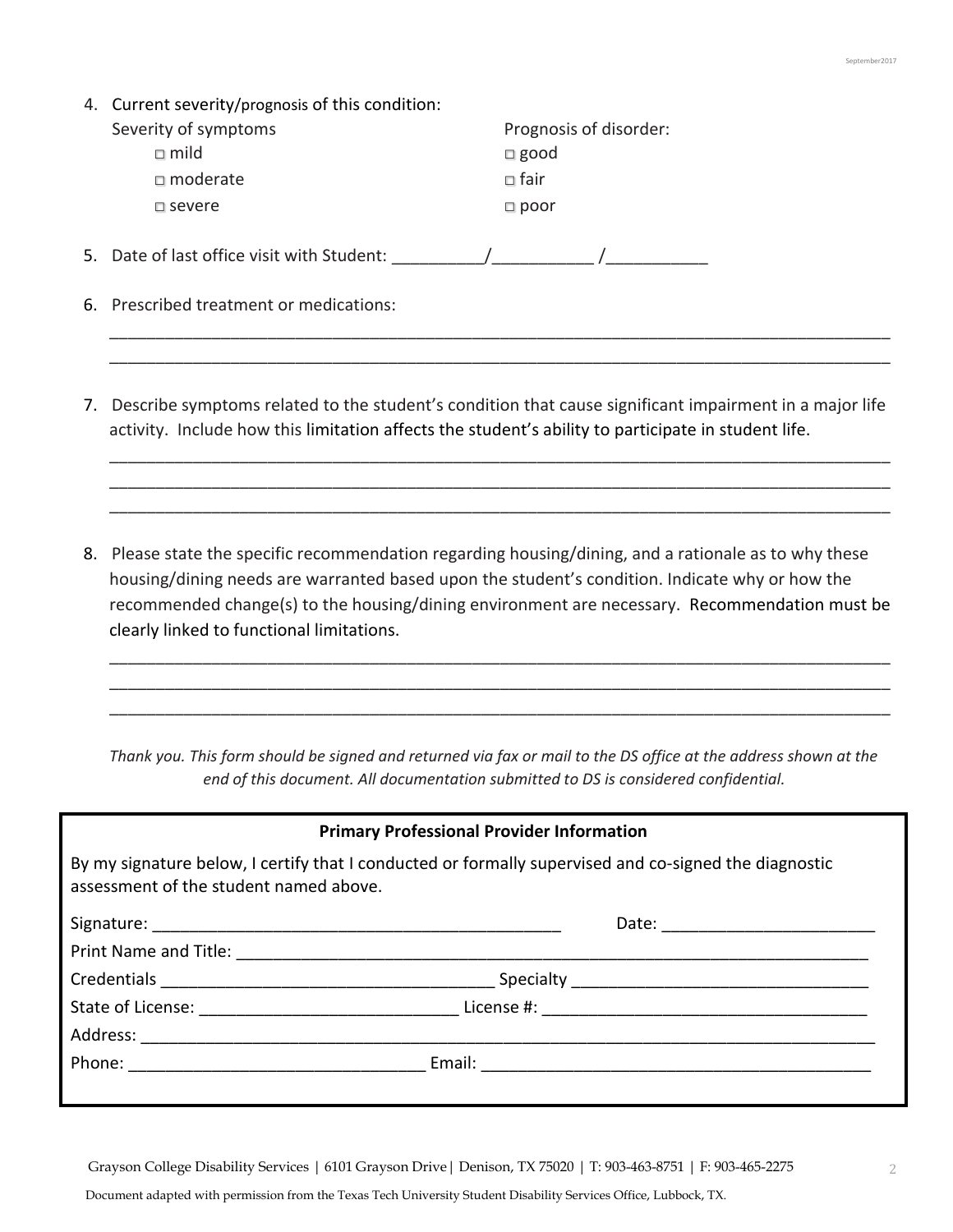4. Current severity/prognosis of this condition:

Severity of symptoms
- ◻ mild
- ◻ moderate
- ◻ severe

Prognosis of disorder:
- ◻ good
- ◻ fair
- ◻ poor

5. Date of last office visit with Student: __________/___________ /___________

6. Prescribed treatment or medications:

_____________________________________________________________________________________
_____________________________________________________________________________________

7. Describe symptoms related to the student's condition that cause significant impairment in a major life activity. Include how this limitation affects the student's ability to participate in student life.

_____________________________________________________________________________________
_____________________________________________________________________________________
_____________________________________________________________________________________

8. Please state the specific recommendation regarding housing/dining, and a rationale as to why these housing/dining needs are warranted based upon the student's condition. Indicate why or how the recommended change(s) to the housing/dining environment are necessary. Recommendation must be clearly linked to functional limitations.

_____________________________________________________________________________________
_____________________________________________________________________________________
_____________________________________________________________________________________

*Thank you. This form should be signed and returned via fax or mail to the DS office at the address shown at the end of this document. All documentation submitted to DS is considered confidential.*

**Primary Professional Provider Information**

By my signature below, I certify that I conducted or formally supervised and co-signed the diagnostic assessment of the student named above.

Signature: _____________________________________________ Date: _______________________

Print Name and Title: ___________________________________________________________________________

Credentials ____________________________________ Specialty ________________________________

State of License: ____________________________ License #: ____________________________________

Address: ______________________________________________________________________________________

Phone: ________________________________ Email: ___________________________________________

Grayson College Disability Services | 6101 Grayson Drive | Denison, TX 75020 | T: 903-463-8751 | F: 903-465-2275

Document adapted with permission from the Texas Tech University Student Disability Services Office, Lubbock, TX.